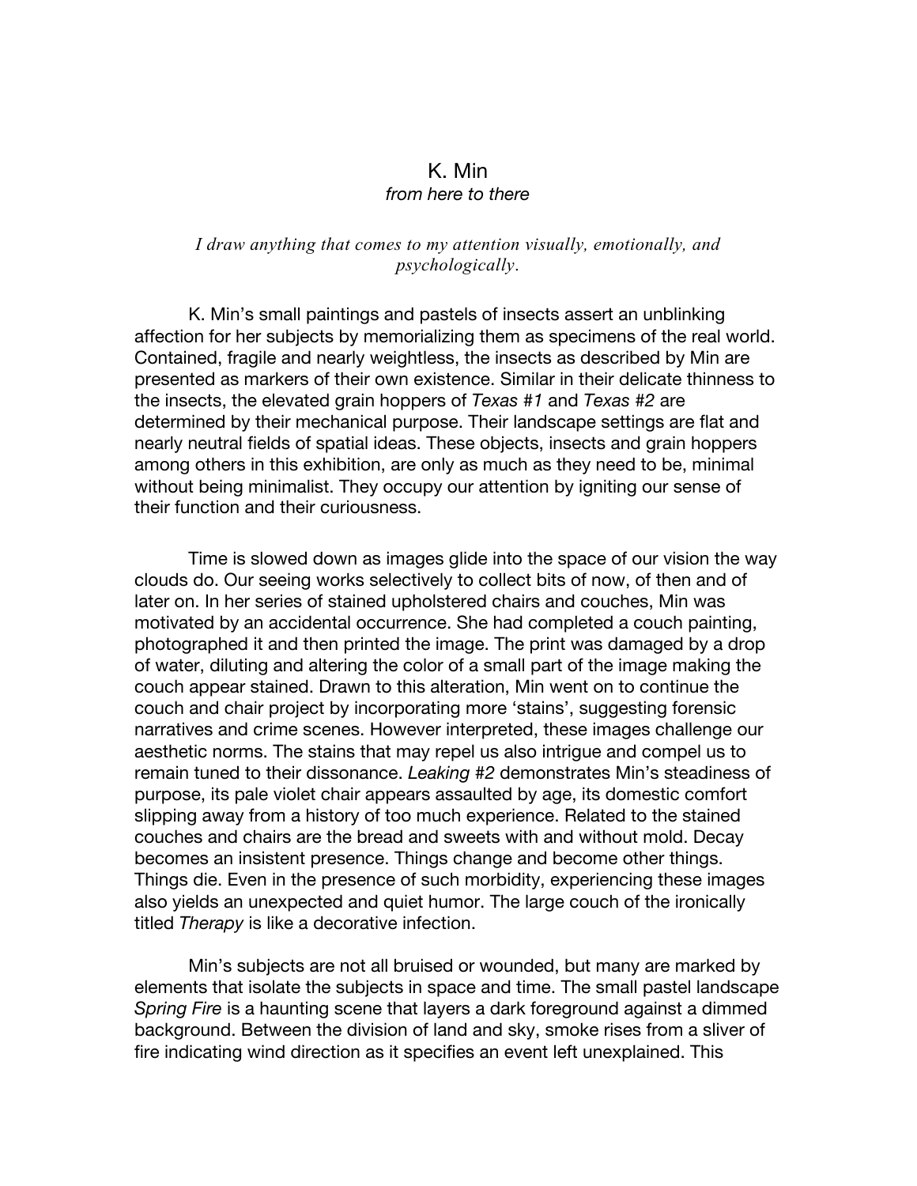# K. Min

*from here to there*

*I draw anything that comes to my attention visually, emotionally, and psychologically.*

K. Min's small paintings and pastels of insects assert an unblinking affection for her subjects by memorializing them as specimens of the real world. Contained, fragile and nearly weightless, the insects as described by Min are presented as markers of their own existence. Similar in their delicate thinness to the insects, the elevated grain hoppers of *Texas #1* and *Texas #2* are determined by their mechanical purpose. Their landscape settings are flat and nearly neutral fields of spatial ideas. These objects, insects and grain hoppers among others in this exhibition, are only as much as they need to be, minimal without being minimalist. They occupy our attention by igniting our sense of their function and their curiousness.

Time is slowed down as images glide into the space of our vision the way clouds do. Our seeing works selectively to collect bits of now, of then and of later on. In her series of stained upholstered chairs and couches, Min was motivated by an accidental occurrence. She had completed a couch painting, photographed it and then printed the image. The print was damaged by a drop of water, diluting and altering the color of a small part of the image making the couch appear stained. Drawn to this alteration, Min went on to continue the couch and chair project by incorporating more 'stains', suggesting forensic narratives and crime scenes. However interpreted, these images challenge our aesthetic norms. The stains that may repel us also intrigue and compel us to remain tuned to their dissonance. *Leaking #2* demonstrates Min's steadiness of purpose, its pale violet chair appears assaulted by age, its domestic comfort slipping away from a history of too much experience. Related to the stained couches and chairs are the bread and sweets with and without mold. Decay becomes an insistent presence. Things change and become other things. Things die. Even in the presence of such morbidity, experiencing these images also yields an unexpected and quiet humor. The large couch of the ironically titled *Therapy* is like a decorative infection.

Min's subjects are not all bruised or wounded, but many are marked by elements that isolate the subjects in space and time. The small pastel landscape *Spring Fire* is a haunting scene that layers a dark foreground against a dimmed background. Between the division of land and sky, smoke rises from a sliver of fire indicating wind direction as it specifies an event left unexplained. This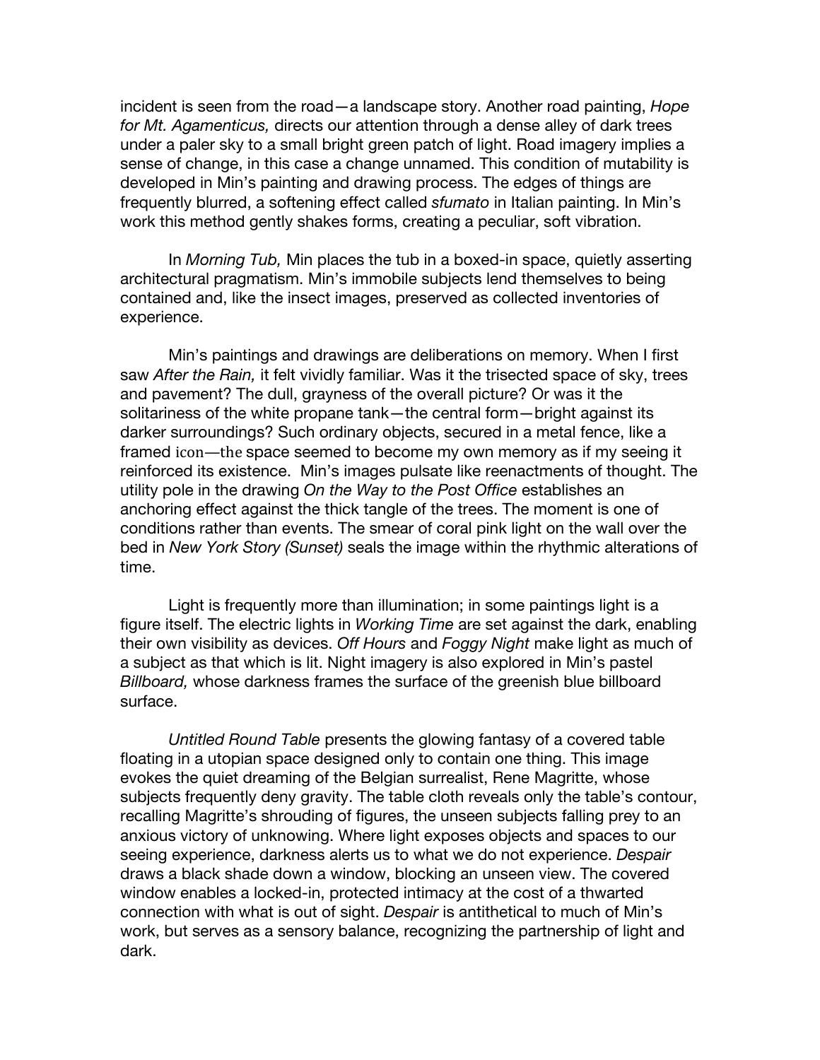incident is seen from the road—a landscape story. Another road painting, *Hope for Mt. Agamenticus,* directs our attention through a dense alley of dark trees under a paler sky to a small bright green patch of light. Road imagery implies a sense of change, in this case a change unnamed. This condition of mutability is developed in Min's painting and drawing process. The edges of things are frequently blurred, a softening effect called *sfumato* in Italian painting. In Min's work this method gently shakes forms, creating a peculiar, soft vibration.

In *Morning Tub,* Min places the tub in a boxed-in space, quietly asserting architectural pragmatism. Min's immobile subjects lend themselves to being contained and, like the insect images, preserved as collected inventories of experience.

Min's paintings and drawings are deliberations on memory. When I first saw *After the Rain,* it felt vividly familiar. Was it the trisected space of sky, trees and pavement? The dull, grayness of the overall picture? Or was it the solitariness of the white propane tank—the central form—bright against its darker surroundings? Such ordinary objects, secured in a metal fence, like a framed icon—the space seemed to become my own memory as if my seeing it reinforced its existence. Min's images pulsate like reenactments of thought. The utility pole in the drawing *On the Way to the Post Office* establishes an anchoring effect against the thick tangle of the trees. The moment is one of conditions rather than events. The smear of coral pink light on the wall over the bed in *New York Story (Sunset)* seals the image within the rhythmic alterations of time.

Light is frequently more than illumination; in some paintings light is a figure itself. The electric lights in *Working Time* are set against the dark, enabling their own visibility as devices. *Off Hours* and *Foggy Night* make light as much of a subject as that which is lit. Night imagery is also explored in Min's pastel *Billboard,* whose darkness frames the surface of the greenish blue billboard surface.

*Untitled Round Table* presents the glowing fantasy of a covered table floating in a utopian space designed only to contain one thing. This image evokes the quiet dreaming of the Belgian surrealist, Rene Magritte, whose subjects frequently deny gravity. The table cloth reveals only the table's contour, recalling Magritte's shrouding of figures, the unseen subjects falling prey to an anxious victory of unknowing. Where light exposes objects and spaces to our seeing experience, darkness alerts us to what we do not experience. *Despair* draws a black shade down a window, blocking an unseen view. The covered window enables a locked-in, protected intimacy at the cost of a thwarted connection with what is out of sight. *Despair* is antithetical to much of Min's work, but serves as a sensory balance, recognizing the partnership of light and dark.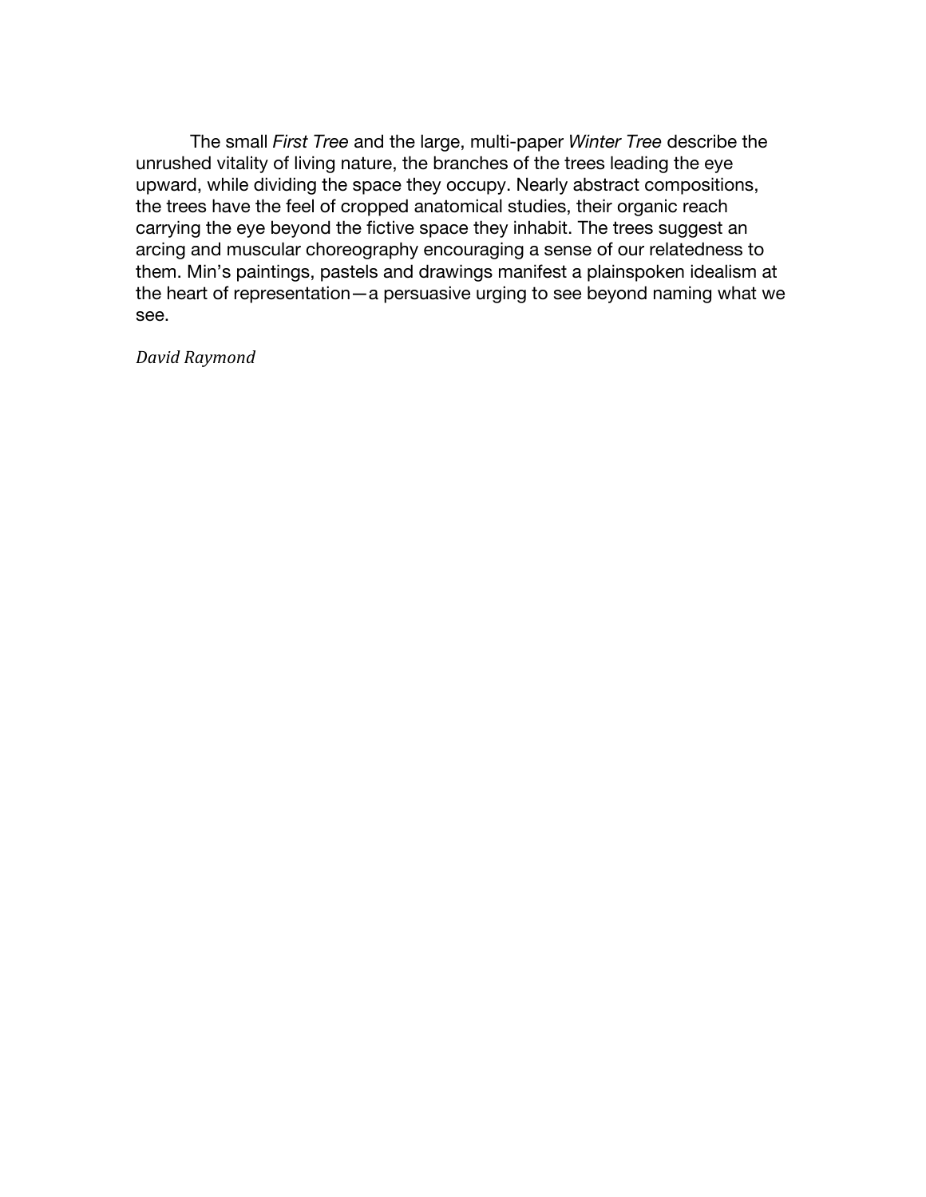The small *First Tree* and the large, multi-paper *Winter Tree* describe the unrushed vitality of living nature, the branches of the trees leading the eye upward, while dividing the space they occupy. Nearly abstract compositions, the trees have the feel of cropped anatomical studies, their organic reach carrying the eye beyond the fictive space they inhabit. The trees suggest an arcing and muscular choreography encouraging a sense of our relatedness to them. Min's paintings, pastels and drawings manifest a plainspoken idealism at the heart of representation—a persuasive urging to see beyond naming what we see.

*David Raymond*